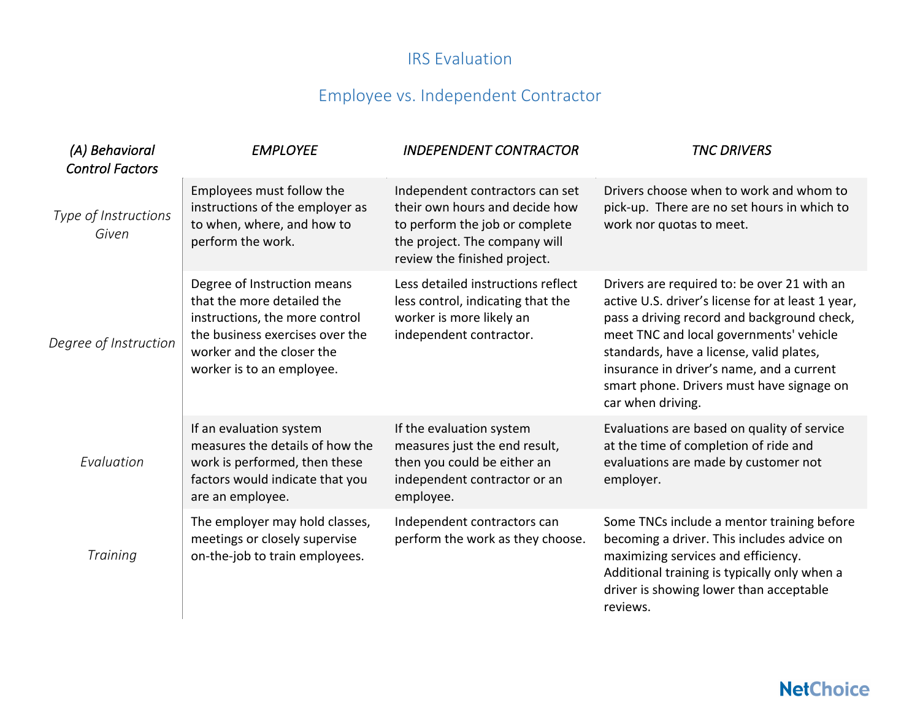## IRS Evaluation

## Employee vs. Independent Contractor

| *(A) Behavioral Control Factors* | *EMPLOYEE* | *INDEPENDENT CONTRACTOR* | *TNC DRIVERS* |
|---|---|---|---|
| *Type of Instructions Given* | Employees must follow the instructions of the employer as to when, where, and how to perform the work. | Independent contractors can set their own hours and decide how to perform the job or complete the project. The company will review the finished project. | Drivers choose when to work and whom to pick-up. There are no set hours in which to work nor quotas to meet. |
| *Degree of Instruction* | Degree of Instruction means that the more detailed the instructions, the more control the business exercises over the worker and the closer the worker is to an employee. | Less detailed instructions reflect less control, indicating that the worker is more likely an independent contractor. | Drivers are required to: be over 21 with an active U.S. driver's license for at least 1 year, pass a driving record and background check, meet TNC and local governments' vehicle standards, have a license, valid plates, insurance in driver's name, and a current smart phone. Drivers must have signage on car when driving. |
| *Evaluation* | If an evaluation system measures the details of how the work is performed, then these factors would indicate that you are an employee. | If the evaluation system measures just the end result, then you could be either an independent contractor or an employee. | Evaluations are based on quality of service at the time of completion of ride and evaluations are made by customer not employer. |
| *Training* | The employer may hold classes, meetings or closely supervise on-the-job to train employees. | Independent contractors can perform the work as they choose. | Some TNCs include a mentor training before becoming a driver. This includes advice on maximizing services and efficiency. Additional training is typically only when a driver is showing lower than acceptable reviews. |

NetChoice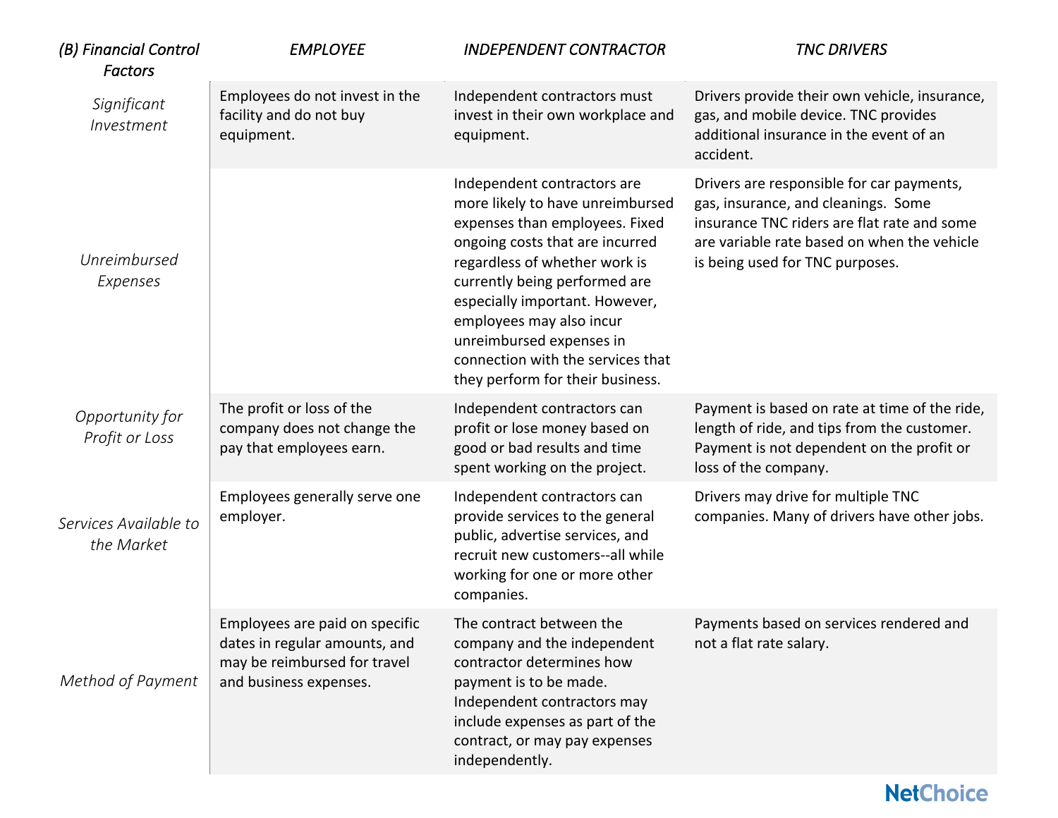| *(B) Financial Control Factors* | *EMPLOYEE* | *INDEPENDENT CONTRACTOR* | *TNC DRIVERS* |
|---|---|---|---|
| *Significant Investment* | Employees do not invest in the facility and do not buy equipment. | Independent contractors must invest in their own workplace and equipment. | Drivers provide their own vehicle, insurance, gas, and mobile device. TNC provides additional insurance in the event of an accident. |
| *Unreimbursed Expenses* | | Independent contractors are more likely to have unreimbursed expenses than employees. Fixed ongoing costs that are incurred regardless of whether work is currently being performed are especially important. However, employees may also incur unreimbursed expenses in connection with the services that they perform for their business. | Drivers are responsible for car payments, gas, insurance, and cleanings. Some insurance TNC riders are flat rate and some are variable rate based on when the vehicle is being used for TNC purposes. |
| *Opportunity for Profit or Loss* | The profit or loss of the company does not change the pay that employees earn. | Independent contractors can profit or lose money based on good or bad results and time spent working on the project. | Payment is based on rate at time of the ride, length of ride, and tips from the customer. Payment is not dependent on the profit or loss of the company. |
| *Services Available to the Market* | Employees generally serve one employer. | Independent contractors can provide services to the general public, advertise services, and recruit new customers--all while working for one or more other companies. | Drivers may drive for multiple TNC companies. Many of drivers have other jobs. |
| *Method of Payment* | Employees are paid on specific dates in regular amounts, and may be reimbursed for travel and business expenses. | The contract between the company and the independent contractor determines how payment is to be made. Independent contractors may include expenses as part of the contract, or may pay expenses independently. | Payments based on services rendered and not a flat rate salary. |

NetChoice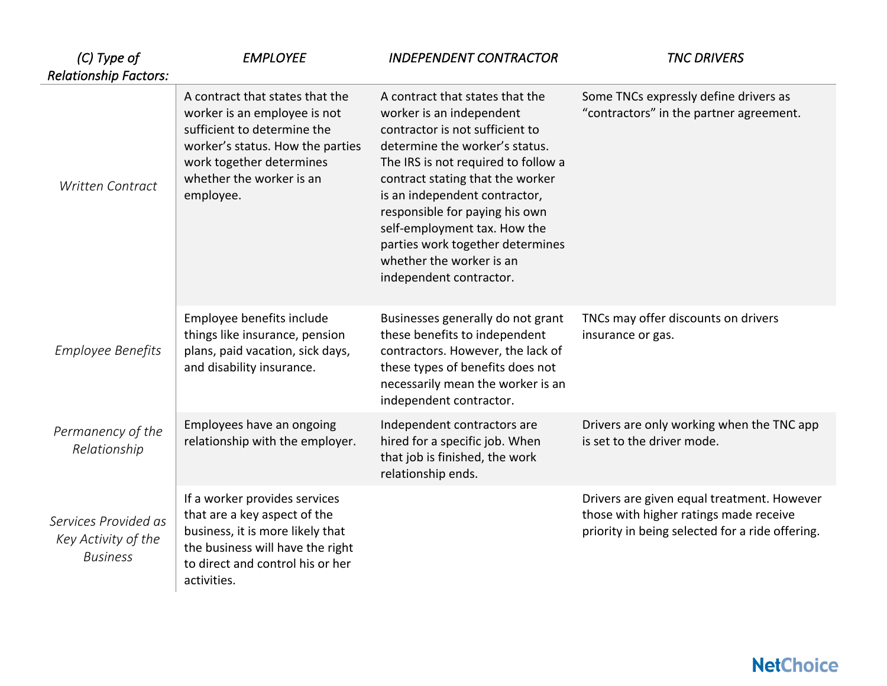| *(C) Type of Relationship Factors:* | *EMPLOYEE* | *INDEPENDENT CONTRACTOR* | *TNC DRIVERS* |
|---|---|---|---|
| *Written Contract* | A contract that states that the worker is an employee is not sufficient to determine the worker's status. How the parties work together determines whether the worker is an employee. | A contract that states that the worker is an independent contractor is not sufficient to determine the worker's status. The IRS is not required to follow a contract stating that the worker is an independent contractor, responsible for paying his own self-employment tax. How the parties work together determines whether the worker is an independent contractor. | Some TNCs expressly define drivers as "contractors" in the partner agreement. |
| *Employee Benefits* | Employee benefits include things like insurance, pension plans, paid vacation, sick days, and disability insurance. | Businesses generally do not grant these benefits to independent contractors. However, the lack of these types of benefits does not necessarily mean the worker is an independent contractor. | TNCs may offer discounts on drivers insurance or gas. |
| *Permanency of the Relationship* | Employees have an ongoing relationship with the employer. | Independent contractors are hired for a specific job. When that job is finished, the work relationship ends. | Drivers are only working when the TNC app is set to the driver mode. |
| *Services Provided as Key Activity of the Business* | If a worker provides services that are a key aspect of the business, it is more likely that the business will have the right to direct and control his or her activities. | | Drivers are given equal treatment. However those with higher ratings made receive priority in being selected for a ride offering. |